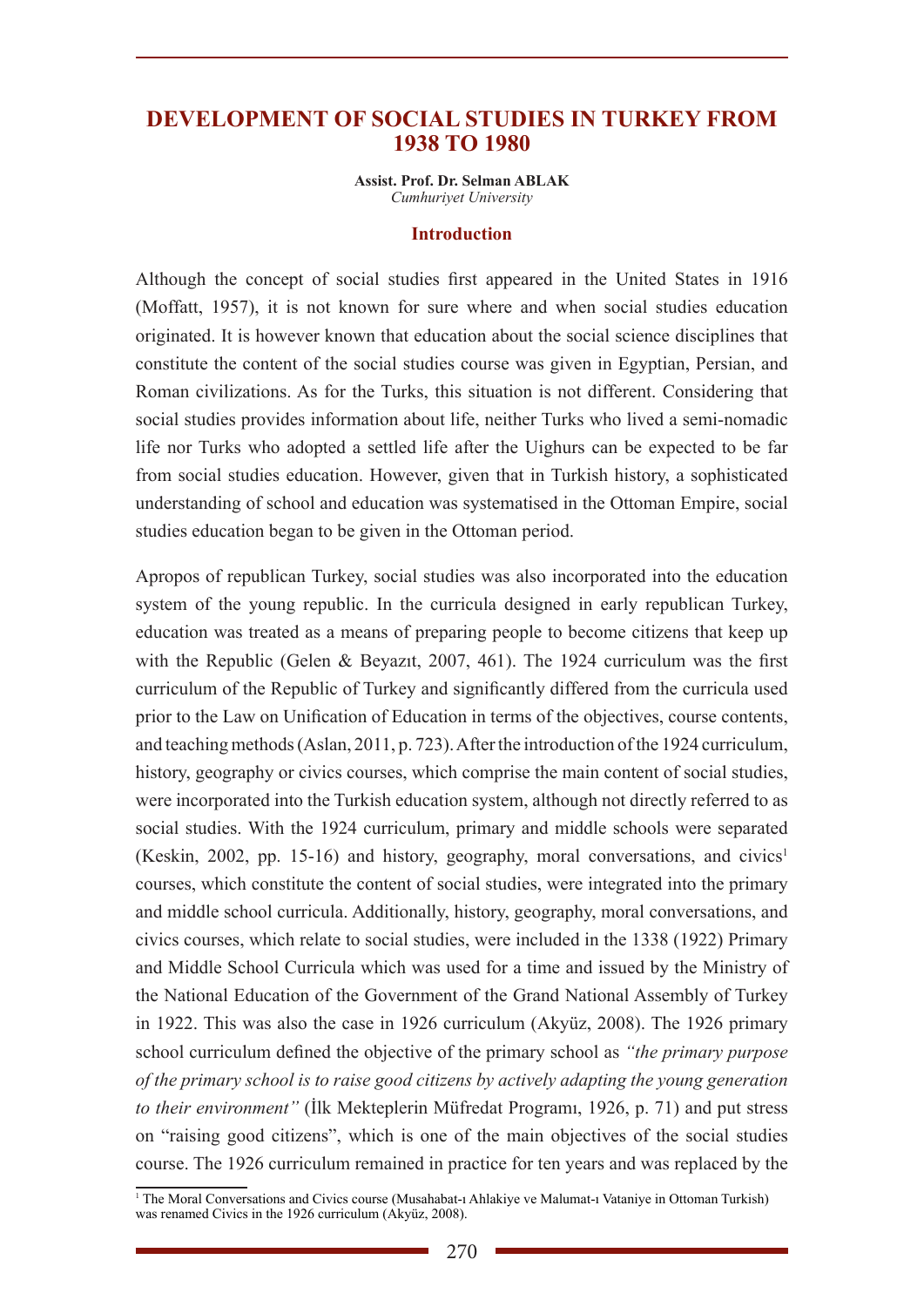# DEVELOPMENT OF SOCIAL STUDIES IN TURKEY FROM 1938 TO 1980

**Assist. Prof. Dr. Selman ABLAK**
*Cumhuriyet University*

## Introduction

Although the concept of social studies first appeared in the United States in 1916 (Moffatt, 1957), it is not known for sure where and when social studies education originated. It is however known that education about the social science disciplines that constitute the content of the social studies course was given in Egyptian, Persian, and Roman civilizations. As for the Turks, this situation is not different. Considering that social studies provides information about life, neither Turks who lived a semi-nomadic life nor Turks who adopted a settled life after the Uighurs can be expected to be far from social studies education. However, given that in Turkish history, a sophisticated understanding of school and education was systematised in the Ottoman Empire, social studies education began to be given in the Ottoman period.

Apropos of republican Turkey, social studies was also incorporated into the education system of the young republic. In the curricula designed in early republican Turkey, education was treated as a means of preparing people to become citizens that keep up with the Republic (Gelen & Beyazıt, 2007, 461). The 1924 curriculum was the first curriculum of the Republic of Turkey and significantly differed from the curricula used prior to the Law on Unification of Education in terms of the objectives, course contents, and teaching methods (Aslan, 2011, p. 723). After the introduction of the 1924 curriculum, history, geography or civics courses, which comprise the main content of social studies, were incorporated into the Turkish education system, although not directly referred to as social studies. With the 1924 curriculum, primary and middle schools were separated (Keskin, 2002, pp. 15-16) and history, geography, moral conversations, and civics[1] courses, which constitute the content of social studies, were integrated into the primary and middle school curricula. Additionally, history, geography, moral conversations, and civics courses, which relate to social studies, were included in the 1338 (1922) Primary and Middle School Curricula which was used for a time and issued by the Ministry of the National Education of the Government of the Grand National Assembly of Turkey in 1922. This was also the case in 1926 curriculum (Akyüz, 2008). The 1926 primary school curriculum defined the objective of the primary school as *"the primary purpose of the primary school is to raise good citizens by actively adapting the young generation to their environment"* (İlk Mekteplerin Müfredat Programı, 1926, p. 71) and put stress on "raising good citizens", which is one of the main objectives of the social studies course. The 1926 curriculum remained in practice for ten years and was replaced by the

[1] The Moral Conversations and Civics course (Musahabat-ı Ahlakiye ve Malumat-ı Vataniye in Ottoman Turkish) was renamed Civics in the 1926 curriculum (Akyüz, 2008).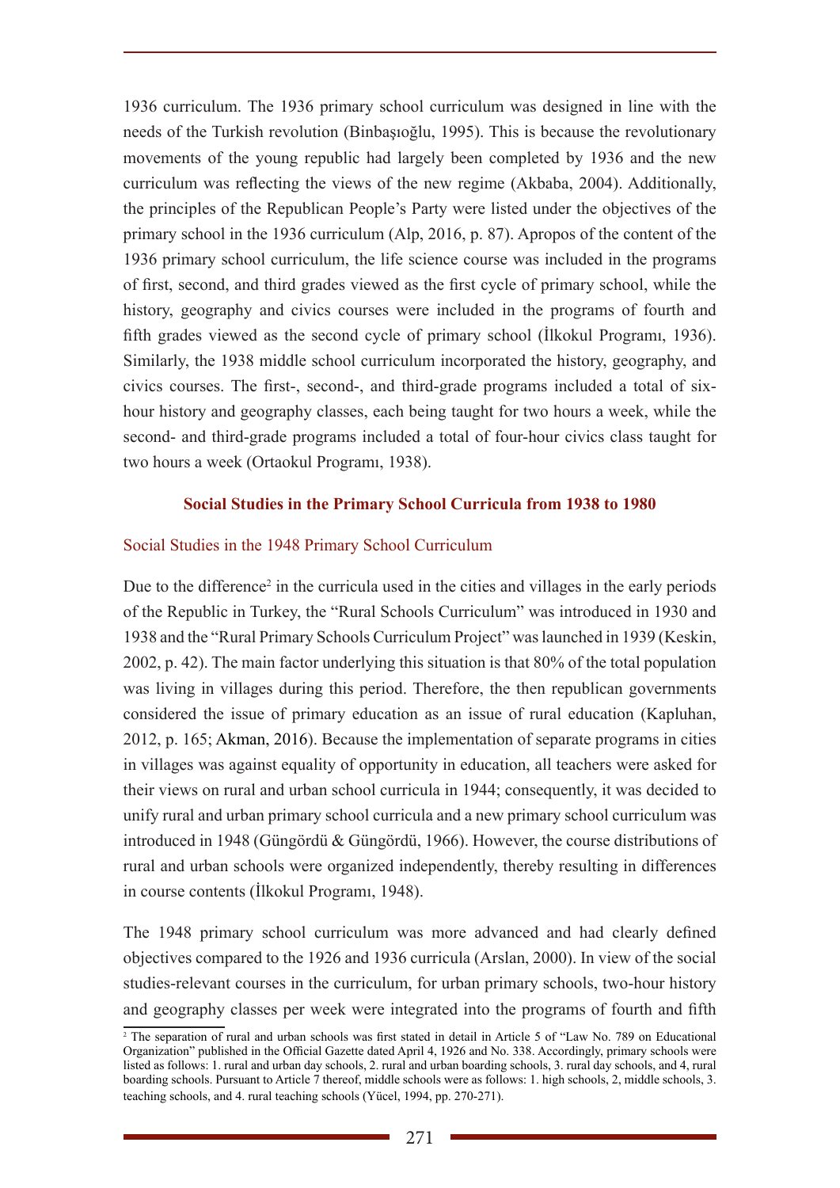1936 curriculum. The 1936 primary school curriculum was designed in line with the needs of the Turkish revolution (Binbaşıoğlu, 1995). This is because the revolutionary movements of the young republic had largely been completed by 1936 and the new curriculum was reflecting the views of the new regime (Akbaba, 2004). Additionally, the principles of the Republican People's Party were listed under the objectives of the primary school in the 1936 curriculum (Alp, 2016, p. 87). Apropos of the content of the 1936 primary school curriculum, the life science course was included in the programs of first, second, and third grades viewed as the first cycle of primary school, while the history, geography and civics courses were included in the programs of fourth and fifth grades viewed as the second cycle of primary school (İlkokul Programı, 1936). Similarly, the 1938 middle school curriculum incorporated the history, geography, and civics courses. The first-, second-, and third-grade programs included a total of six-hour history and geography classes, each being taught for two hours a week, while the second- and third-grade programs included a total of four-hour civics class taught for two hours a week (Ortaokul Programı, 1938).

## Social Studies in the Primary School Curricula from 1938 to 1980

### Social Studies in the 1948 Primary School Curriculum

Due to the difference[2] in the curricula used in the cities and villages in the early periods of the Republic in Turkey, the "Rural Schools Curriculum" was introduced in 1930 and 1938 and the "Rural Primary Schools Curriculum Project" was launched in 1939 (Keskin, 2002, p. 42). The main factor underlying this situation is that 80% of the total population was living in villages during this period. Therefore, the then republican governments considered the issue of primary education as an issue of rural education (Kapluhan, 2012, p. 165; Akman, 2016). Because the implementation of separate programs in cities in villages was against equality of opportunity in education, all teachers were asked for their views on rural and urban school curricula in 1944; consequently, it was decided to unify rural and urban primary school curricula and a new primary school curriculum was introduced in 1948 (Güngördü & Güngördü, 1966). However, the course distributions of rural and urban schools were organized independently, thereby resulting in differences in course contents (İlkokul Programı, 1948).

The 1948 primary school curriculum was more advanced and had clearly defined objectives compared to the 1926 and 1936 curricula (Arslan, 2000). In view of the social studies-relevant courses in the curriculum, for urban primary schools, two-hour history and geography classes per week were integrated into the programs of fourth and fifth

[2] The separation of rural and urban schools was first stated in detail in Article 5 of "Law No. 789 on Educational Organization" published in the Official Gazette dated April 4, 1926 and No. 338. Accordingly, primary schools were listed as follows: 1. rural and urban day schools, 2. rural and urban boarding schools, 3. rural day schools, and 4, rural boarding schools. Pursuant to Article 7 thereof, middle schools were as follows: 1. high schools, 2, middle schools, 3. teaching schools, and 4. rural teaching schools (Yücel, 1994, pp. 270-271).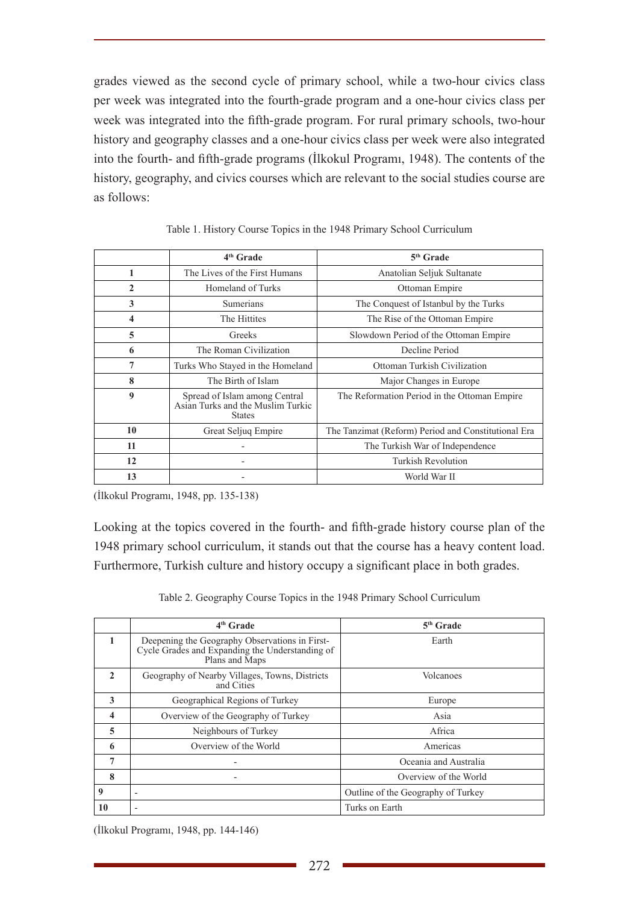grades viewed as the second cycle of primary school, while a two-hour civics class per week was integrated into the fourth-grade program and a one-hour civics class per week was integrated into the fifth-grade program. For rural primary schools, two-hour history and geography classes and a one-hour civics class per week were also integrated into the fourth- and fifth-grade programs (İlkokul Programı, 1948). The contents of the history, geography, and civics courses which are relevant to the social studies course are as follows:

Table 1. History Course Topics in the 1948 Primary School Curriculum

| | 4th Grade | 5th Grade |
|---|---|---|
| **1** | The Lives of the First Humans | Anatolian Seljuk Sultanate |
| **2** | Homeland of Turks | Ottoman Empire |
| **3** | Sumerians | The Conquest of Istanbul by the Turks |
| **4** | The Hittites | The Rise of the Ottoman Empire |
| **5** | Greeks | Slowdown Period of the Ottoman Empire |
| **6** | The Roman Civilization | Decline Period |
| **7** | Turks Who Stayed in the Homeland | Ottoman Turkish Civilization |
| **8** | The Birth of Islam | Major Changes in Europe |
| **9** | Spread of Islam among Central Asian Turks and the Muslim Turkic States | The Reformation Period in the Ottoman Empire |
| **10** | Great Seljuq Empire | The Tanzimat (Reform) Period and Constitutional Era |
| **11** | - | The Turkish War of Independence |
| **12** | - | Turkish Revolution |
| **13** | - | World War II |

(İlkokul Programı, 1948, pp. 135-138)

Looking at the topics covered in the fourth- and fifth-grade history course plan of the 1948 primary school curriculum, it stands out that the course has a heavy content load. Furthermore, Turkish culture and history occupy a significant place in both grades.

Table 2. Geography Course Topics in the 1948 Primary School Curriculum

| | 4th Grade | 5th Grade |
|---|---|---|
| **1** | Deepening the Geography Observations in First-Cycle Grades and Expanding the Understanding of Plans and Maps | Earth |
| **2** | Geography of Nearby Villages, Towns, Districts and Cities | Volcanoes |
| **3** | Geographical Regions of Turkey | Europe |
| **4** | Overview of the Geography of Turkey | Asia |
| **5** | Neighbours of Turkey | Africa |
| **6** | Overview of the World | Americas |
| **7** | - | Oceania and Australia |
| **8** | - | Overview of the World |
| **9** | - | Outline of the Geography of Turkey |
| **10** | - | Turks on Earth |

(İlkokul Programı, 1948, pp. 144-146)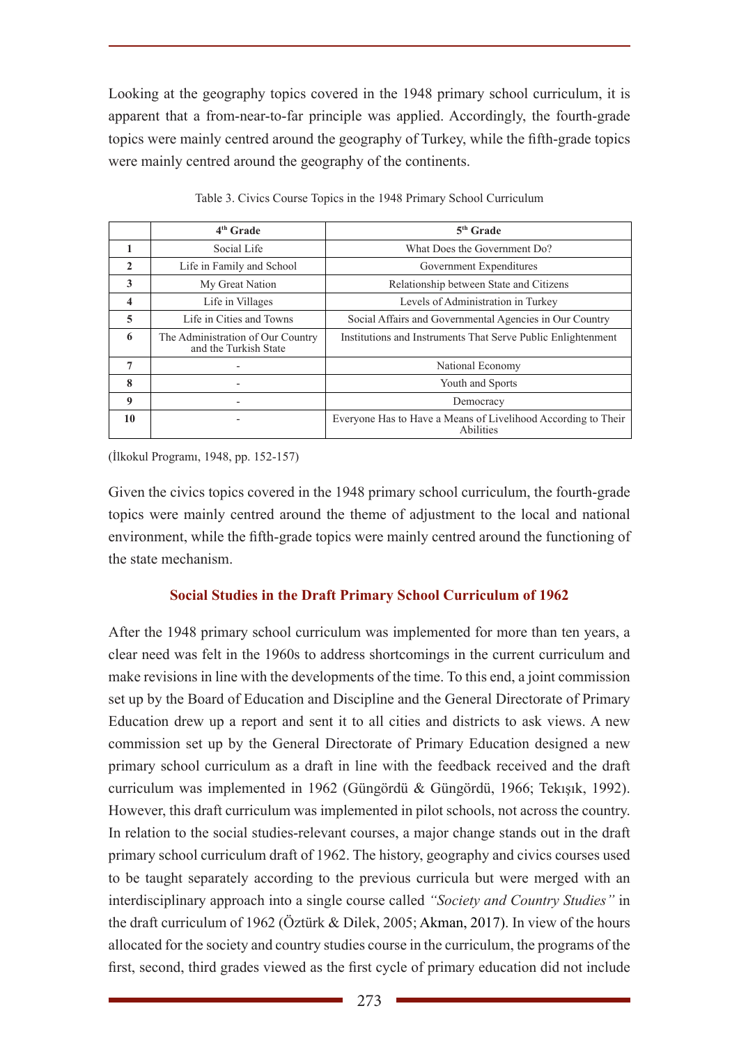Looking at the geography topics covered in the 1948 primary school curriculum, it is apparent that a from-near-to-far principle was applied. Accordingly, the fourth-grade topics were mainly centred around the geography of Turkey, while the fifth-grade topics were mainly centred around the geography of the continents.

Table 3. Civics Course Topics in the 1948 Primary School Curriculum

| | 4th Grade | 5th Grade |
|---|---|---|
| **1** | Social Life | What Does the Government Do? |
| **2** | Life in Family and School | Government Expenditures |
| **3** | My Great Nation | Relationship between State and Citizens |
| **4** | Life in Villages | Levels of Administration in Turkey |
| **5** | Life in Cities and Towns | Social Affairs and Governmental Agencies in Our Country |
| **6** | The Administration of Our Country and the Turkish State | Institutions and Instruments That Serve Public Enlightenment |
| **7** | - | National Economy |
| **8** | - | Youth and Sports |
| **9** | - | Democracy |
| **10** | - | Everyone Has to Have a Means of Livelihood According to Their Abilities |

(İlkokul Programı, 1948, pp. 152-157)

Given the civics topics covered in the 1948 primary school curriculum, the fourth-grade topics were mainly centred around the theme of adjustment to the local and national environment, while the fifth-grade topics were mainly centred around the functioning of the state mechanism.

## Social Studies in the Draft Primary School Curriculum of 1962

After the 1948 primary school curriculum was implemented for more than ten years, a clear need was felt in the 1960s to address shortcomings in the current curriculum and make revisions in line with the developments of the time. To this end, a joint commission set up by the Board of Education and Discipline and the General Directorate of Primary Education drew up a report and sent it to all cities and districts to ask views. A new commission set up by the General Directorate of Primary Education designed a new primary school curriculum as a draft in line with the feedback received and the draft curriculum was implemented in 1962 (Güngördü & Güngördü, 1966; Tekışık, 1992). However, this draft curriculum was implemented in pilot schools, not across the country. In relation to the social studies-relevant courses, a major change stands out in the draft primary school curriculum draft of 1962. The history, geography and civics courses used to be taught separately according to the previous curricula but were merged with an interdisciplinary approach into a single course called *"Society and Country Studies"* in the draft curriculum of 1962 (Öztürk & Dilek, 2005; Akman, 2017). In view of the hours allocated for the society and country studies course in the curriculum, the programs of the first, second, third grades viewed as the first cycle of primary education did not include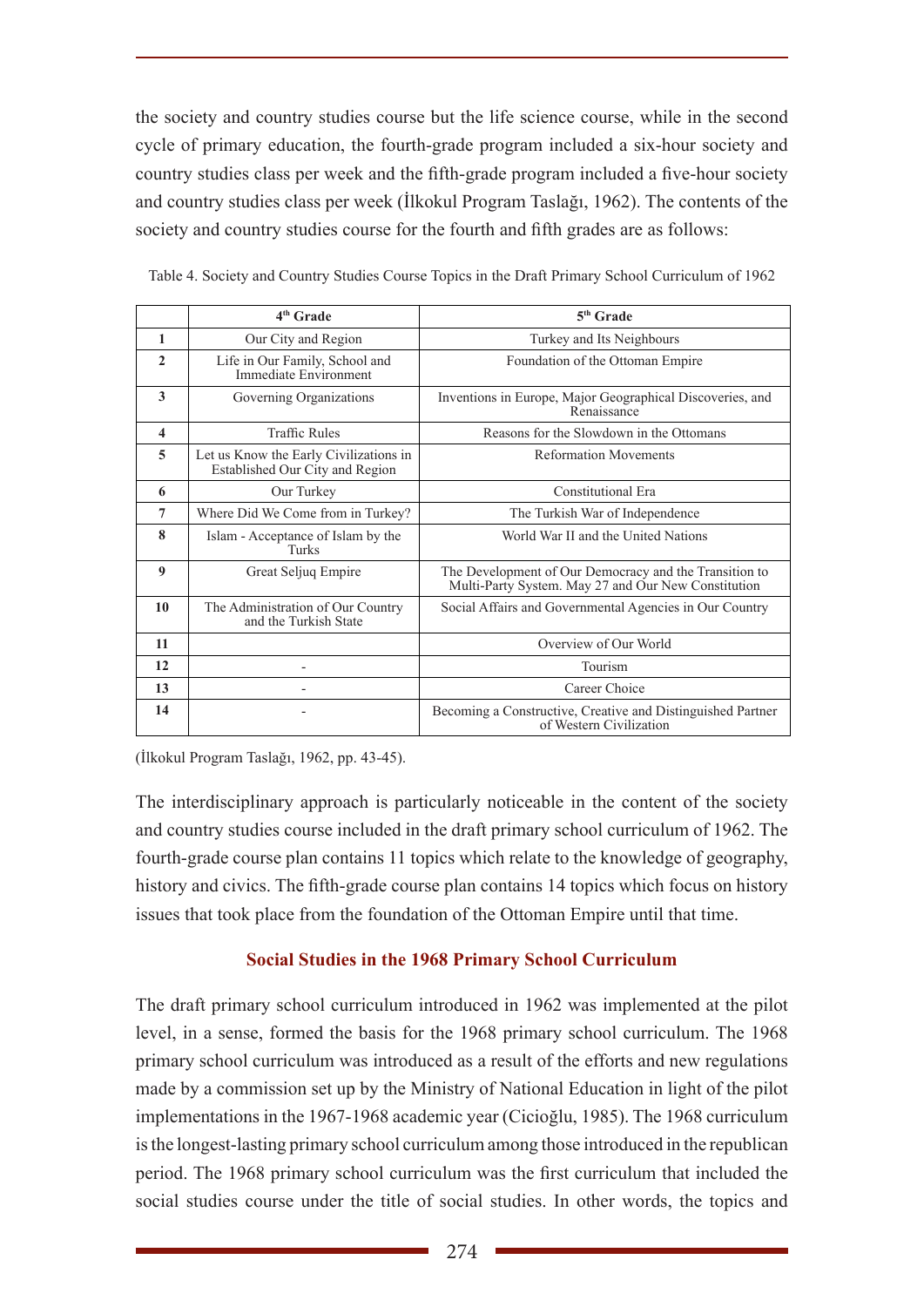the society and country studies course but the life science course, while in the second cycle of primary education, the fourth-grade program included a six-hour society and country studies class per week and the fifth-grade program included a five-hour society and country studies class per week (İlkokul Program Taslağı, 1962). The contents of the society and country studies course for the fourth and fifth grades are as follows:

Table 4. Society and Country Studies Course Topics in the Draft Primary School Curriculum of 1962

| | 4th Grade | 5th Grade |
|---|---|---|
| 1 | Our City and Region | Turkey and Its Neighbours |
| 2 | Life in Our Family, School and Immediate Environment | Foundation of the Ottoman Empire |
| 3 | Governing Organizations | Inventions in Europe, Major Geographical Discoveries, and Renaissance |
| 4 | Traffic Rules | Reasons for the Slowdown in the Ottomans |
| 5 | Let us Know the Early Civilizations in Established Our City and Region | Reformation Movements |
| 6 | Our Turkey | Constitutional Era |
| 7 | Where Did We Come from in Turkey? | The Turkish War of Independence |
| 8 | Islam - Acceptance of Islam by the Turks | World War II and the United Nations |
| 9 | Great Seljuq Empire | The Development of Our Democracy and the Transition to Multi-Party System. May 27 and Our New Constitution |
| 10 | The Administration of Our Country and the Turkish State | Social Affairs and Governmental Agencies in Our Country |
| 11 | | Overview of Our World |
| 12 | - | Tourism |
| 13 | - | Career Choice |
| 14 | - | Becoming a Constructive, Creative and Distinguished Partner of Western Civilization |

(İlkokul Program Taslağı, 1962, pp. 43-45).

The interdisciplinary approach is particularly noticeable in the content of the society and country studies course included in the draft primary school curriculum of 1962. The fourth-grade course plan contains 11 topics which relate to the knowledge of geography, history and civics. The fifth-grade course plan contains 14 topics which focus on history issues that took place from the foundation of the Ottoman Empire until that time.

## Social Studies in the 1968 Primary School Curriculum

The draft primary school curriculum introduced in 1962 was implemented at the pilot level, in a sense, formed the basis for the 1968 primary school curriculum. The 1968 primary school curriculum was introduced as a result of the efforts and new regulations made by a commission set up by the Ministry of National Education in light of the pilot implementations in the 1967-1968 academic year (Cicioğlu, 1985). The 1968 curriculum is the longest-lasting primary school curriculum among those introduced in the republican period. The 1968 primary school curriculum was the first curriculum that included the social studies course under the title of social studies. In other words, the topics and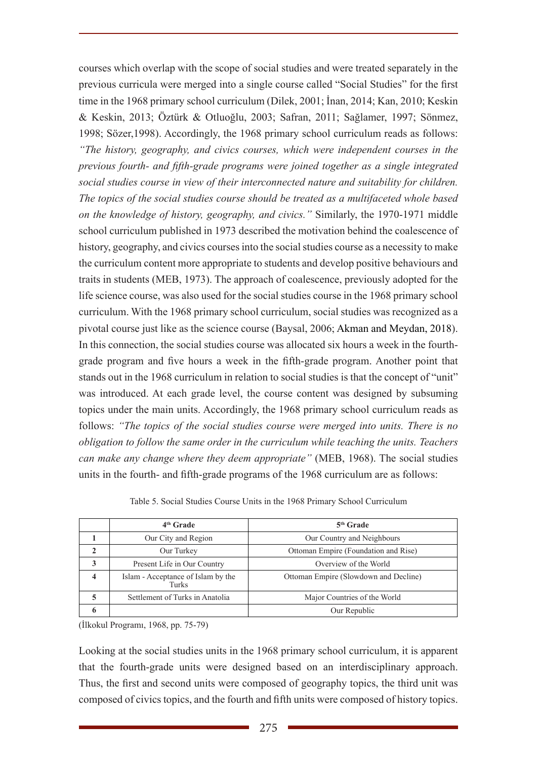courses which overlap with the scope of social studies and were treated separately in the previous curricula were merged into a single course called "Social Studies" for the first time in the 1968 primary school curriculum (Dilek, 2001; İnan, 2014; Kan, 2010; Keskin & Keskin, 2013; Öztürk & Otluoğlu, 2003; Safran, 2011; Sağlamer, 1997; Sönmez, 1998; Sözer,1998). Accordingly, the 1968 primary school curriculum reads as follows: *"The history, geography, and civics courses, which were independent courses in the previous fourth- and fifth-grade programs were joined together as a single integrated social studies course in view of their interconnected nature and suitability for children. The topics of the social studies course should be treated as a multifaceted whole based on the knowledge of history, geography, and civics."* Similarly, the 1970-1971 middle school curriculum published in 1973 described the motivation behind the coalescence of history, geography, and civics courses into the social studies course as a necessity to make the curriculum content more appropriate to students and develop positive behaviours and traits in students (MEB, 1973). The approach of coalescence, previously adopted for the life science course, was also used for the social studies course in the 1968 primary school curriculum. With the 1968 primary school curriculum, social studies was recognized as a pivotal course just like as the science course (Baysal, 2006; Akman and Meydan, 2018). In this connection, the social studies course was allocated six hours a week in the fourth-grade program and five hours a week in the fifth-grade program. Another point that stands out in the 1968 curriculum in relation to social studies is that the concept of "unit" was introduced. At each grade level, the course content was designed by subsuming topics under the main units. Accordingly, the 1968 primary school curriculum reads as follows: *"The topics of the social studies course were merged into units. There is no obligation to follow the same order in the curriculum while teaching the units. Teachers can make any change where they deem appropriate"* (MEB, 1968). The social studies units in the fourth- and fifth-grade programs of the 1968 curriculum are as follows:

Table 5. Social Studies Course Units in the 1968 Primary School Curriculum

| | 4th Grade | 5th Grade |
|---|---|---|
| 1 | Our City and Region | Our Country and Neighbours |
| 2 | Our Turkey | Ottoman Empire (Foundation and Rise) |
| 3 | Present Life in Our Country | Overview of the World |
| 4 | Islam - Acceptance of Islam by the Turks | Ottoman Empire (Slowdown and Decline) |
| 5 | Settlement of Turks in Anatolia | Major Countries of the World |
| 6 | | Our Republic |

(İlkokul Programı, 1968, pp. 75-79)

Looking at the social studies units in the 1968 primary school curriculum, it is apparent that the fourth-grade units were designed based on an interdisciplinary approach. Thus, the first and second units were composed of geography topics, the third unit was composed of civics topics, and the fourth and fifth units were composed of history topics.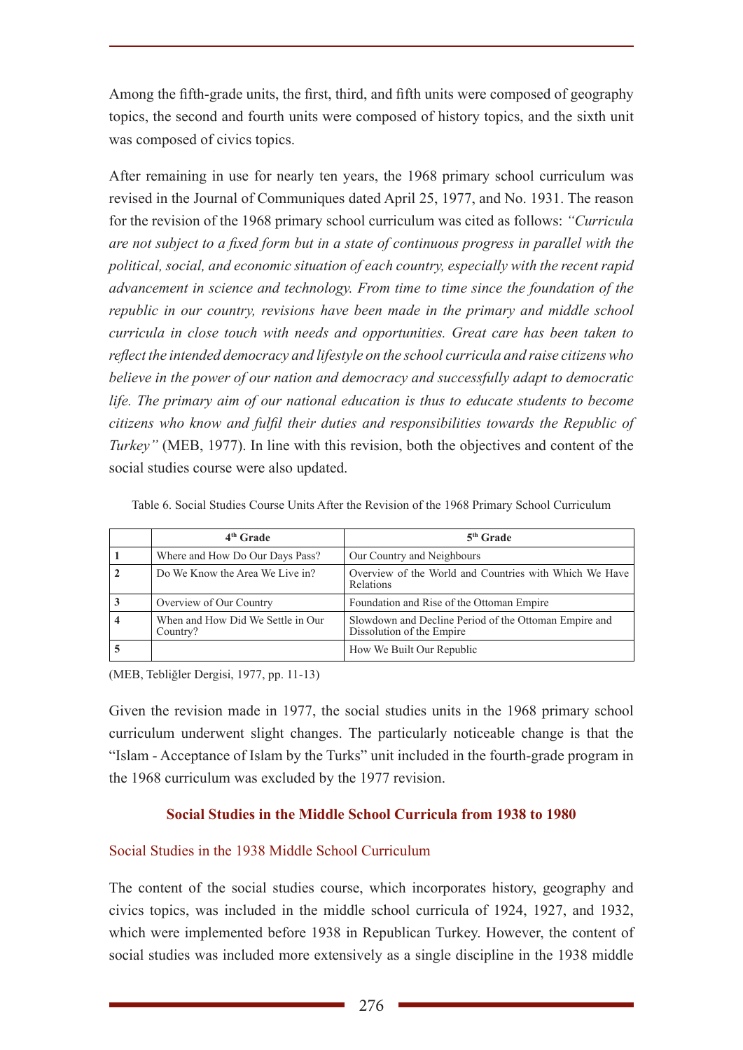Among the fifth-grade units, the first, third, and fifth units were composed of geography topics, the second and fourth units were composed of history topics, and the sixth unit was composed of civics topics.

After remaining in use for nearly ten years, the 1968 primary school curriculum was revised in the Journal of Communiques dated April 25, 1977, and No. 1931. The reason for the revision of the 1968 primary school curriculum was cited as follows: *"Curricula are not subject to a fixed form but in a state of continuous progress in parallel with the political, social, and economic situation of each country, especially with the recent rapid advancement in science and technology. From time to time since the foundation of the republic in our country, revisions have been made in the primary and middle school curricula in close touch with needs and opportunities. Great care has been taken to reflect the intended democracy and lifestyle on the school curricula and raise citizens who believe in the power of our nation and democracy and successfully adapt to democratic life. The primary aim of our national education is thus to educate students to become citizens who know and fulfil their duties and responsibilities towards the Republic of Turkey"* (MEB, 1977). In line with this revision, both the objectives and content of the social studies course were also updated.

Table 6. Social Studies Course Units After the Revision of the 1968 Primary School Curriculum

| | 4th Grade | 5th Grade |
|---|---|---|
| **1** | Where and How Do Our Days Pass? | Our Country and Neighbours |
| **2** | Do We Know the Area We Live in? | Overview of the World and Countries with Which We Have Relations |
| **3** | Overview of Our Country | Foundation and Rise of the Ottoman Empire |
| **4** | When and How Did We Settle in Our Country? | Slowdown and Decline Period of the Ottoman Empire and Dissolution of the Empire |
| **5** | | How We Built Our Republic |

(MEB, Tebliğler Dergisi, 1977, pp. 11-13)

Given the revision made in 1977, the social studies units in the 1968 primary school curriculum underwent slight changes. The particularly noticeable change is that the "Islam - Acceptance of Islam by the Turks" unit included in the fourth-grade program in the 1968 curriculum was excluded by the 1977 revision.

## Social Studies in the Middle School Curricula from 1938 to 1980

### Social Studies in the 1938 Middle School Curriculum

The content of the social studies course, which incorporates history, geography and civics topics, was included in the middle school curricula of 1924, 1927, and 1932, which were implemented before 1938 in Republican Turkey. However, the content of social studies was included more extensively as a single discipline in the 1938 middle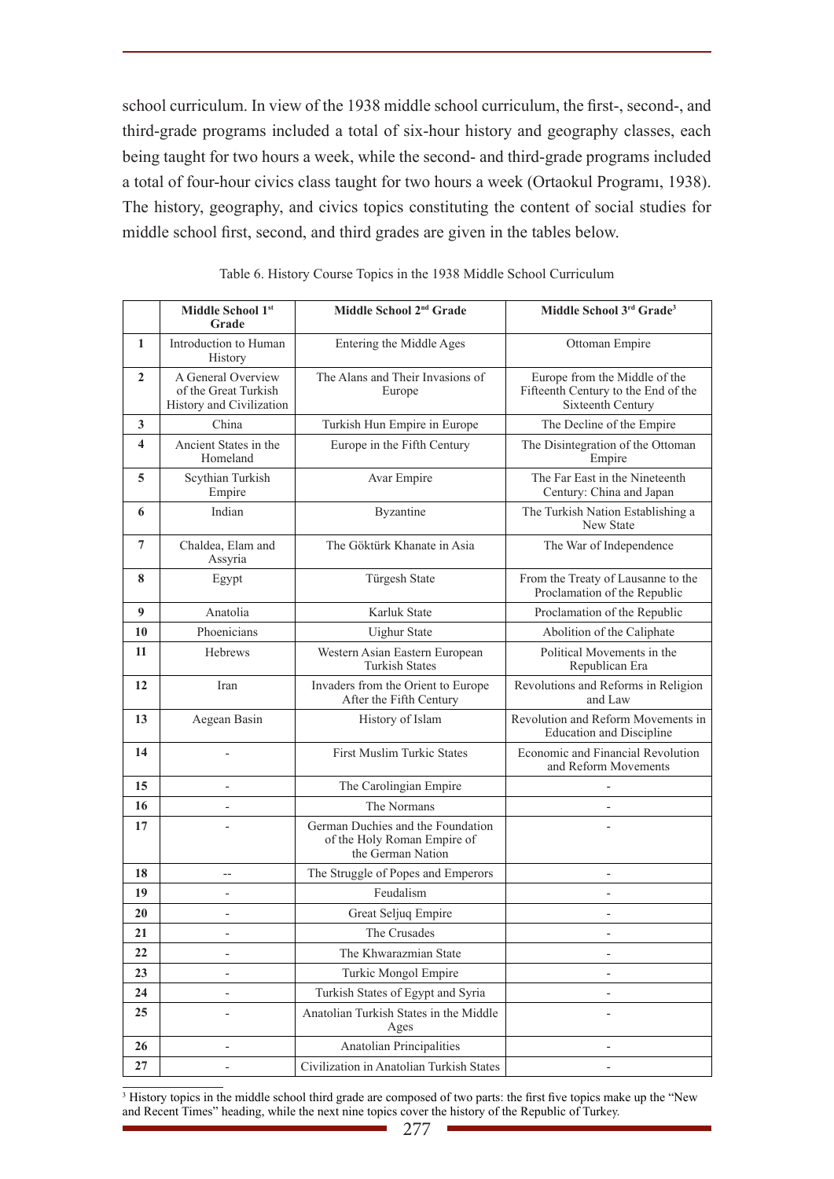school curriculum. In view of the 1938 middle school curriculum, the first-, second-, and third-grade programs included a total of six-hour history and geography classes, each being taught for two hours a week, while the second- and third-grade programs included a total of four-hour civics class taught for two hours a week (Ortaokul Programı, 1938). The history, geography, and civics topics constituting the content of social studies for middle school first, second, and third grades are given in the tables below.

Table 6. History Course Topics in the 1938 Middle School Curriculum

| | Middle School 1st Grade | Middle School 2nd Grade | Middle School 3rd Grade[3] |
|---|---|---|---|
| **1** | Introduction to Human History | Entering the Middle Ages | Ottoman Empire |
| **2** | A General Overview of the Great Turkish History and Civilization | The Alans and Their Invasions of Europe | Europe from the Middle of the Fifteenth Century to the End of the Sixteenth Century |
| **3** | China | Turkish Hun Empire in Europe | The Decline of the Empire |
| **4** | Ancient States in the Homeland | Europe in the Fifth Century | The Disintegration of the Ottoman Empire |
| **5** | Scythian Turkish Empire | Avar Empire | The Far East in the Nineteenth Century: China and Japan |
| **6** | Indian | Byzantine | The Turkish Nation Establishing a New State |
| **7** | Chaldea, Elam and Assyria | The Göktürk Khanate in Asia | The War of Independence |
| **8** | Egypt | Türgesh State | From the Treaty of Lausanne to the Proclamation of the Republic |
| **9** | Anatolia | Karluk State | Proclamation of the Republic |
| **10** | Phoenicians | Uighur State | Abolition of the Caliphate |
| **11** | Hebrews | Western Asian Eastern European Turkish States | Political Movements in the Republican Era |
| **12** | Iran | Invaders from the Orient to Europe After the Fifth Century | Revolutions and Reforms in Religion and Law |
| **13** | Aegean Basin | History of Islam | Revolution and Reform Movements in Education and Discipline |
| **14** | - | First Muslim Turkic States | Economic and Financial Revolution and Reform Movements |
| **15** | - | The Carolingian Empire | - |
| **16** | - | The Normans | - |
| **17** | - | German Duchies and the Foundation of the Holy Roman Empire of the German Nation | - |
| **18** | -- | The Struggle of Popes and Emperors | - |
| **19** | - | Feudalism | - |
| **20** | - | Great Seljuq Empire | - |
| **21** | - | The Crusades | - |
| **22** | - | The Khwarazmian State | - |
| **23** | - | Turkic Mongol Empire | - |
| **24** | - | Turkish States of Egypt and Syria | - |
| **25** | - | Anatolian Turkish States in the Middle Ages | - |
| **26** | - | Anatolian Principalities | - |
| **27** | - | Civilization in Anatolian Turkish States | - |

[3] History topics in the middle school third grade are composed of two parts: the first five topics make up the "New and Recent Times" heading, while the next nine topics cover the history of the Republic of Turkey.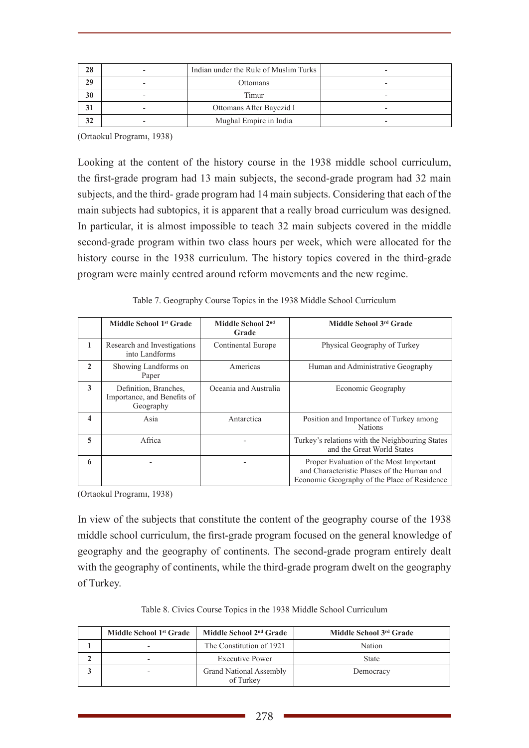| 28 | - | Indian under the Rule of Muslim Turks | - |
|---|---|---|---|
| 29 | - | Ottomans | - |
| 30 | - | Timur | - |
| 31 | - | Ottomans After Bayezid I | - |
| 32 | - | Mughal Empire in India | - |

(Ortaokul Programı, 1938)

Looking at the content of the history course in the 1938 middle school curriculum, the first-grade program had 13 main subjects, the second-grade program had 32 main subjects, and the third- grade program had 14 main subjects. Considering that each of the main subjects had subtopics, it is apparent that a really broad curriculum was designed. In particular, it is almost impossible to teach 32 main subjects covered in the middle second-grade program within two class hours per week, which were allocated for the history course in the 1938 curriculum. The history topics covered in the third-grade program were mainly centred around reform movements and the new regime.

Table 7. Geography Course Topics in the 1938 Middle School Curriculum

| | Middle School 1st Grade | Middle School 2nd Grade | Middle School 3rd Grade |
|---|---|---|---|
| 1 | Research and Investigations into Landforms | Continental Europe | Physical Geography of Turkey |
| 2 | Showing Landforms on Paper | Americas | Human and Administrative Geography |
| 3 | Definition, Branches, Importance, and Benefits of Geography | Oceania and Australia | Economic Geography |
| 4 | Asia | Antarctica | Position and Importance of Turkey among Nations |
| 5 | Africa | - | Turkey's relations with the Neighbouring States and the Great World States |
| 6 | - | - | Proper Evaluation of the Most Important and Characteristic Phases of the Human and Economic Geography of the Place of Residence |

(Ortaokul Programı, 1938)

In view of the subjects that constitute the content of the geography course of the 1938 middle school curriculum, the first-grade program focused on the general knowledge of geography and the geography of continents. The second-grade program entirely dealt with the geography of continents, while the third-grade program dwelt on the geography of Turkey.

Table 8. Civics Course Topics in the 1938 Middle School Curriculum

| | Middle School 1st Grade | Middle School 2nd Grade | Middle School 3rd Grade |
|---|---|---|---|
| 1 | - | The Constitution of 1921 | Nation |
| 2 | - | Executive Power | State |
| 3 | - | Grand National Assembly of Turkey | Democracy |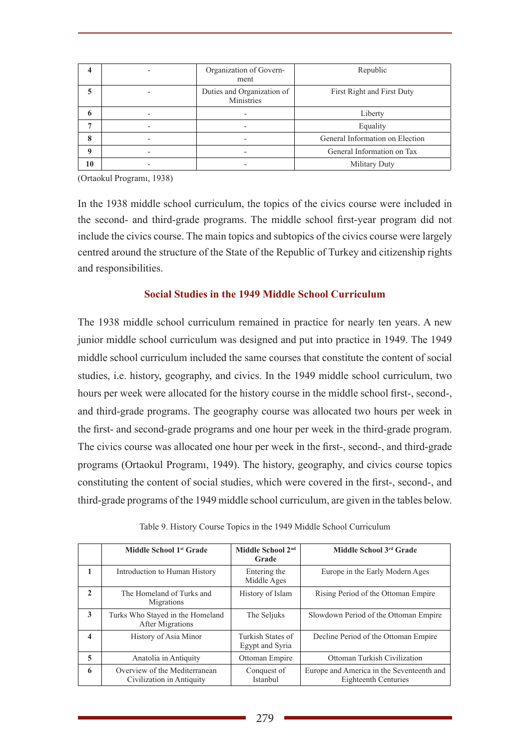| 4 | - | Organization of Government | Republic |
|---|---|---|---|
| 5 | - | Duties and Organization of Ministries | First Right and First Duty |
| 6 | - | - | Liberty |
| 7 | - | - | Equality |
| 8 | - | - | General Information on Election |
| 9 | - | - | General Information on Tax |
| 10 | - | - | Military Duty |

(Ortaokul Programı, 1938)

In the 1938 middle school curriculum, the topics of the civics course were included in the second- and third-grade programs. The middle school first-year program did not include the civics course. The main topics and subtopics of the civics course were largely centred around the structure of the State of the Republic of Turkey and citizenship rights and responsibilities.

## Social Studies in the 1949 Middle School Curriculum

The 1938 middle school curriculum remained in practice for nearly ten years. A new junior middle school curriculum was designed and put into practice in 1949. The 1949 middle school curriculum included the same courses that constitute the content of social studies, i.e. history, geography, and civics. In the 1949 middle school curriculum, two hours per week were allocated for the history course in the middle school first-, second-, and third-grade programs. The geography course was allocated two hours per week in the first- and second-grade programs and one hour per week in the third-grade program. The civics course was allocated one hour per week in the first-, second-, and third-grade programs (Ortaokul Programı, 1949). The history, geography, and civics course topics constituting the content of social studies, which were covered in the first-, second-, and third-grade programs of the 1949 middle school curriculum, are given in the tables below.

Table 9. History Course Topics in the 1949 Middle School Curriculum

| | Middle School 1st Grade | Middle School 2nd Grade | Middle School 3rd Grade |
|---|---|---|---|
| 1 | Introduction to Human History | Entering the Middle Ages | Europe in the Early Modern Ages |
| 2 | The Homeland of Turks and Migrations | History of Islam | Rising Period of the Ottoman Empire |
| 3 | Turks Who Stayed in the Homeland After Migrations | The Seljuks | Slowdown Period of the Ottoman Empire |
| 4 | History of Asia Minor | Turkish States of Egypt and Syria | Decline Period of the Ottoman Empire |
| 5 | Anatolia in Antiquity | Ottoman Empire | Ottoman Turkish Civilization |
| 6 | Overview of the Mediterranean Civilization in Antiquity | Conquest of Istanbul | Europe and America in the Seventeenth and Eighteenth Centuries |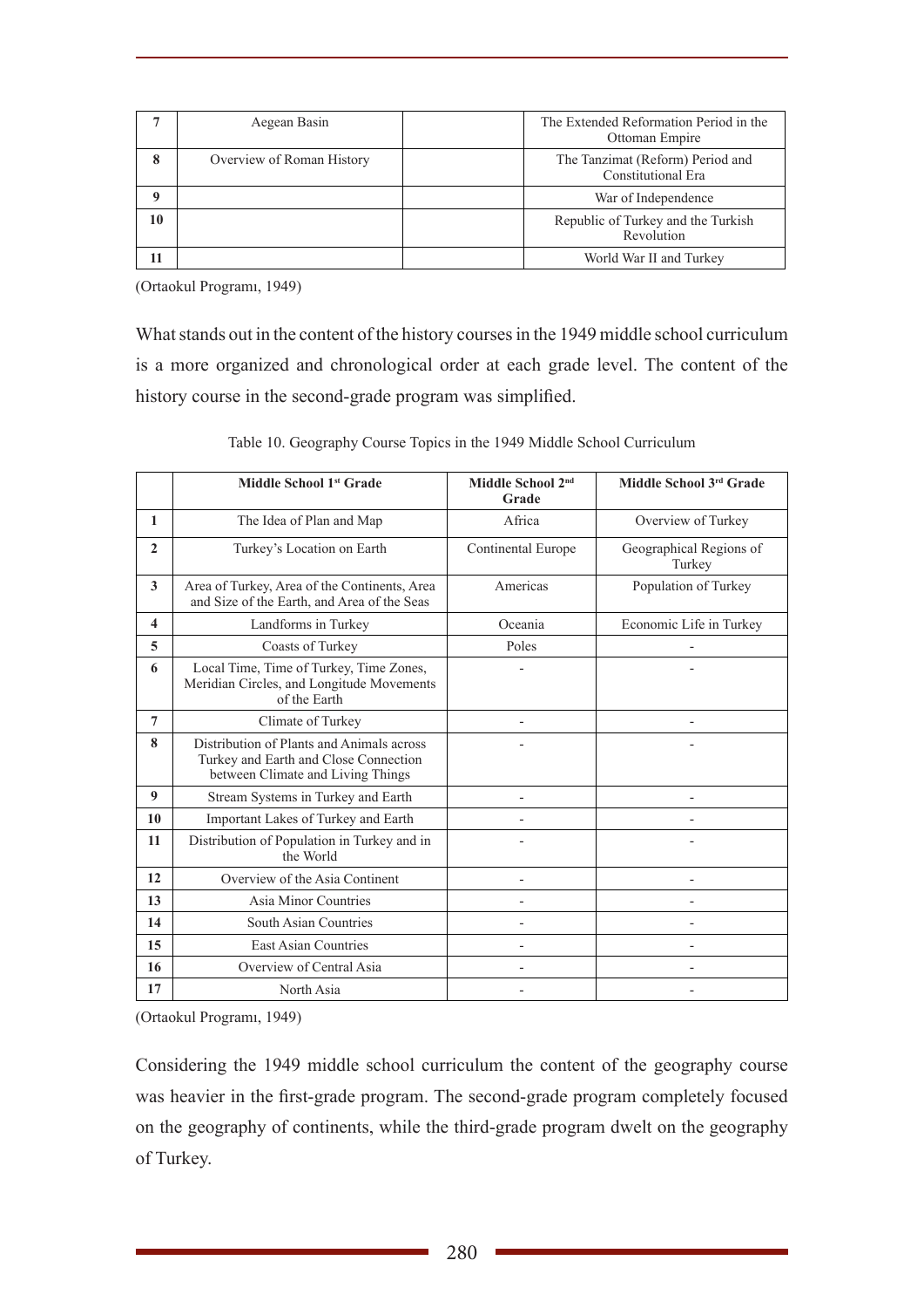| 7 | Aegean Basin | | The Extended Reformation Period in the Ottoman Empire |
|---|---|---|---|
| 8 | Overview of Roman History | | The Tanzimat (Reform) Period and Constitutional Era |
| 9 | | | War of Independence |
| 10 | | | Republic of Turkey and the Turkish Revolution |
| 11 | | | World War II and Turkey |

(Ortaokul Programı, 1949)

What stands out in the content of the history courses in the 1949 middle school curriculum is a more organized and chronological order at each grade level. The content of the history course in the second-grade program was simplified.

Table 10. Geography Course Topics in the 1949 Middle School Curriculum

| | Middle School 1st Grade | Middle School 2nd Grade | Middle School 3rd Grade |
|---|---|---|---|
| 1 | The Idea of Plan and Map | Africa | Overview of Turkey |
| 2 | Turkey's Location on Earth | Continental Europe | Geographical Regions of Turkey |
| 3 | Area of Turkey, Area of the Continents, Area and Size of the Earth, and Area of the Seas | Americas | Population of Turkey |
| 4 | Landforms in Turkey | Oceania | Economic Life in Turkey |
| 5 | Coasts of Turkey | Poles | - |
| 6 | Local Time, Time of Turkey, Time Zones, Meridian Circles, and Longitude Movements of the Earth | - | - |
| 7 | Climate of Turkey | - | - |
| 8 | Distribution of Plants and Animals across Turkey and Earth and Close Connection between Climate and Living Things | - | - |
| 9 | Stream Systems in Turkey and Earth | - | - |
| 10 | Important Lakes of Turkey and Earth | - | - |
| 11 | Distribution of Population in Turkey and in the World | - | - |
| 12 | Overview of the Asia Continent | - | - |
| 13 | Asia Minor Countries | - | - |
| 14 | South Asian Countries | - | - |
| 15 | East Asian Countries | - | - |
| 16 | Overview of Central Asia | - | - |
| 17 | North Asia | - | - |

(Ortaokul Programı, 1949)

Considering the 1949 middle school curriculum the content of the geography course was heavier in the first-grade program. The second-grade program completely focused on the geography of continents, while the third-grade program dwelt on the geography of Turkey.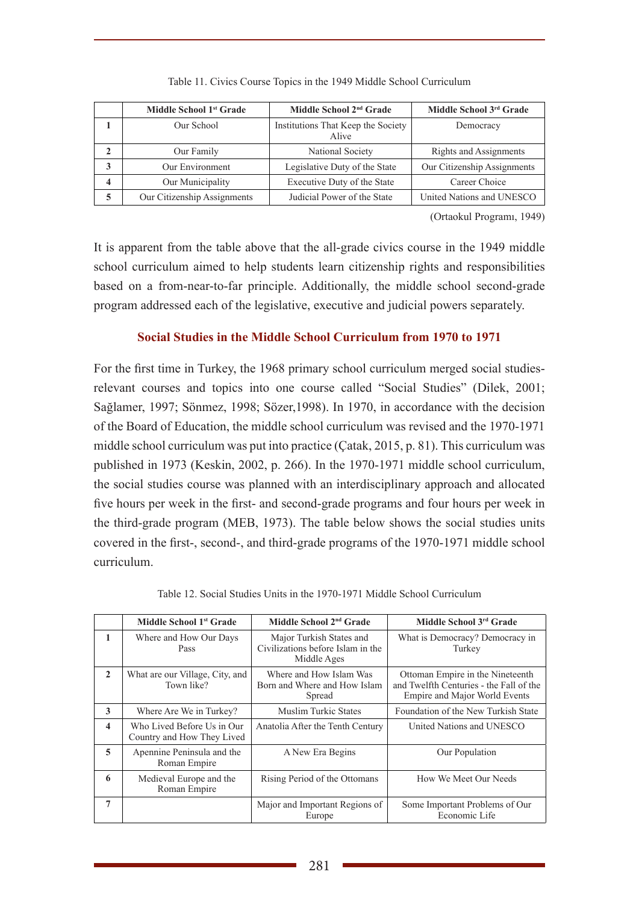Table 11. Civics Course Topics in the 1949 Middle School Curriculum

| | Middle School 1st Grade | Middle School 2nd Grade | Middle School 3rd Grade |
|---|---|---|---|
| 1 | Our School | Institutions That Keep the Society Alive | Democracy |
| 2 | Our Family | National Society | Rights and Assignments |
| 3 | Our Environment | Legislative Duty of the State | Our Citizenship Assignments |
| 4 | Our Municipality | Executive Duty of the State | Career Choice |
| 5 | Our Citizenship Assignments | Judicial Power of the State | United Nations and UNESCO |

(Ortaokul Programı, 1949)

It is apparent from the table above that the all-grade civics course in the 1949 middle school curriculum aimed to help students learn citizenship rights and responsibilities based on a from-near-to-far principle. Additionally, the middle school second-grade program addressed each of the legislative, executive and judicial powers separately.

## Social Studies in the Middle School Curriculum from 1970 to 1971

For the first time in Turkey, the 1968 primary school curriculum merged social studies-relevant courses and topics into one course called "Social Studies" (Dilek, 2001; Sağlamer, 1997; Sönmez, 1998; Sözer,1998). In 1970, in accordance with the decision of the Board of Education, the middle school curriculum was revised and the 1970-1971 middle school curriculum was put into practice (Çatak, 2015, p. 81). This curriculum was published in 1973 (Keskin, 2002, p. 266). In the 1970-1971 middle school curriculum, the social studies course was planned with an interdisciplinary approach and allocated five hours per week in the first- and second-grade programs and four hours per week in the third-grade program (MEB, 1973). The table below shows the social studies units covered in the first-, second-, and third-grade programs of the 1970-1971 middle school curriculum.

Table 12. Social Studies Units in the 1970-1971 Middle School Curriculum

| | Middle School 1st Grade | Middle School 2nd Grade | Middle School 3rd Grade |
|---|---|---|---|
| 1 | Where and How Our Days Pass | Major Turkish States and Civilizations before Islam in the Middle Ages | What is Democracy? Democracy in Turkey |
| 2 | What are our Village, City, and Town like? | Where and How Islam Was Born and Where and How Islam Spread | Ottoman Empire in the Nineteenth and Twelfth Centuries - the Fall of the Empire and Major World Events |
| 3 | Where Are We in Turkey? | Muslim Turkic States | Foundation of the New Turkish State |
| 4 | Who Lived Before Us in Our Country and How They Lived | Anatolia After the Tenth Century | United Nations and UNESCO |
| 5 | Apennine Peninsula and the Roman Empire | A New Era Begins | Our Population |
| 6 | Medieval Europe and the Roman Empire | Rising Period of the Ottomans | How We Meet Our Needs |
| 7 | | Major and Important Regions of Europe | Some Important Problems of Our Economic Life |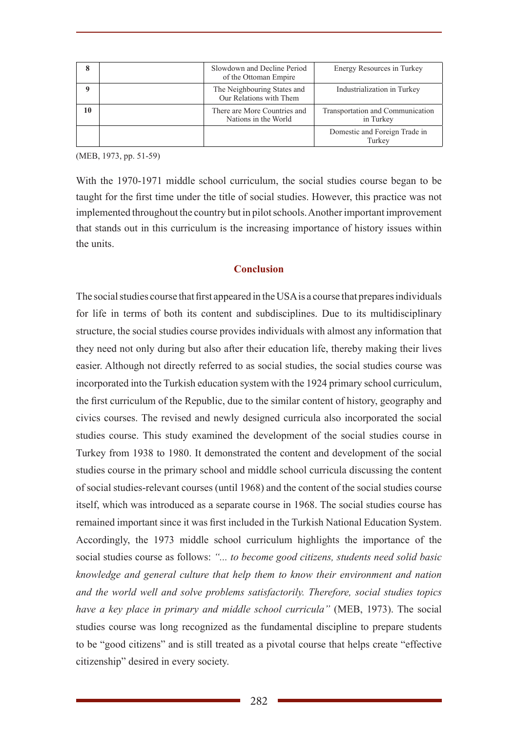| 8 | | Slowdown and Decline Period of the Ottoman Empire | Energy Resources in Turkey |
|---|---|---|---|
| 9 | | The Neighbouring States and Our Relations with Them | Industrialization in Turkey |
| 10 | | There are More Countries and Nations in the World | Transportation and Communication in Turkey |
| | | | Domestic and Foreign Trade in Turkey |

(MEB, 1973, pp. 51-59)

With the 1970-1971 middle school curriculum, the social studies course began to be taught for the first time under the title of social studies. However, this practice was not implemented throughout the country but in pilot schools. Another important improvement that stands out in this curriculum is the increasing importance of history issues within the units.

## Conclusion

The social studies course that first appeared in the USA is a course that prepares individuals for life in terms of both its content and subdisciplines. Due to its multidisciplinary structure, the social studies course provides individuals with almost any information that they need not only during but also after their education life, thereby making their lives easier. Although not directly referred to as social studies, the social studies course was incorporated into the Turkish education system with the 1924 primary school curriculum, the first curriculum of the Republic, due to the similar content of history, geography and civics courses. The revised and newly designed curricula also incorporated the social studies course. This study examined the development of the social studies course in Turkey from 1938 to 1980. It demonstrated the content and development of the social studies course in the primary school and middle school curricula discussing the content of social studies-relevant courses (until 1968) and the content of the social studies course itself, which was introduced as a separate course in 1968. The social studies course has remained important since it was first included in the Turkish National Education System. Accordingly, the 1973 middle school curriculum highlights the importance of the social studies course as follows: *"... to become good citizens, students need solid basic knowledge and general culture that help them to know their environment and nation and the world well and solve problems satisfactorily. Therefore, social studies topics have a key place in primary and middle school curricula"* (MEB, 1973). The social studies course was long recognized as the fundamental discipline to prepare students to be "good citizens" and is still treated as a pivotal course that helps create "effective citizenship" desired in every society.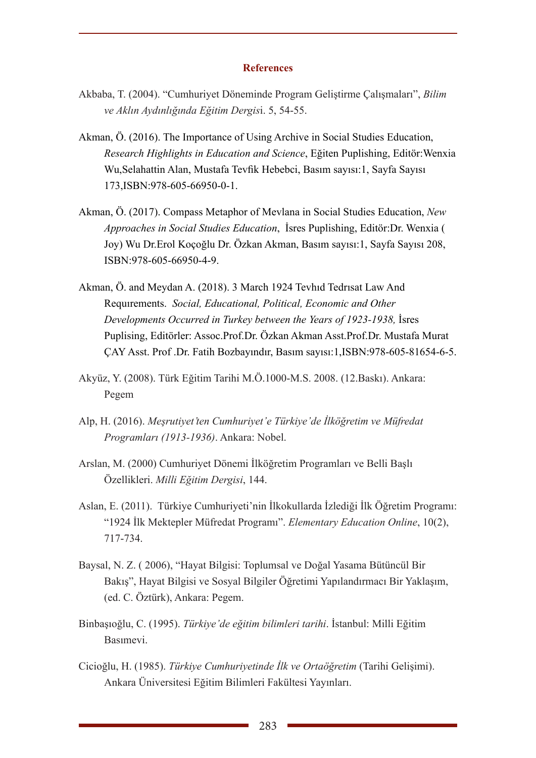## References

Akbaba, T. (2004). "Cumhuriyet Döneminde Program Geliştirme Çalışmaları", *Bilim ve Aklın Aydınlığında Eğitim Dergis*i. 5, 54-55.

Akman, Ö. (2016). The Importance of Using Archive in Social Studies Education, *Research Highlights in Education and Science*, Eğiten Puplishing, Editör:Wenxia Wu,Selahattin Alan, Mustafa Tevfik Hebebci, Basım sayısı:1, Sayfa Sayısı 173,ISBN:978-605-66950-0-1.

Akman, Ö. (2017). Compass Metaphor of Mevlana in Social Studies Education, *New Approaches in Social Studies Education*, İsres Puplishing, Editör:Dr. Wenxia ( Joy) Wu Dr.Erol Koçoğlu Dr. Özkan Akman, Basım sayısı:1, Sayfa Sayısı 208, ISBN:978-605-66950-4-9.

Akman, Ö. and Meydan A. (2018). 3 March 1924 Tevhıd Tedrısat Law And Requırements. *Social, Educational, Political, Economic and Other Developments Occurred in Turkey between the Years of 1923-1938,* İsres Puplising, Editörler: Assoc.Prof.Dr. Özkan Akman Asst.Prof.Dr. Mustafa Murat ÇAY Asst. Prof .Dr. Fatih Bozbayındır, Basım sayısı:1,ISBN:978-605-81654-6-5.

Akyüz, Y. (2008). Türk Eğitim Tarihi M.Ö.1000-M.S. 2008. (12.Baskı). Ankara: Pegem

Alp, H. (2016). *Meşrutiyet'ten Cumhuriyet'e Türkiye'de İlköğretim ve Müfredat Programları (1913-1936)*. Ankara: Nobel.

Arslan, M. (2000) Cumhuriyet Dönemi İlköğretim Programları ve Belli Başlı Özellikleri. *Milli Eğitim Dergisi*, 144.

Aslan, E. (2011). Türkiye Cumhuriyeti'nin İlkokullarda İzlediği İlk Öğretim Programı: "1924 İlk Mektepler Müfredat Programı". *Elementary Education Online*, 10(2), 717-734.

Baysal, N. Z. ( 2006), "Hayat Bilgisi: Toplumsal ve Doğal Yasama Bütüncül Bir Bakış", Hayat Bilgisi ve Sosyal Bilgiler Öğretimi Yapılandırmacı Bir Yaklaşım, (ed. C. Öztürk), Ankara: Pegem.

Binbaşıoğlu, C. (1995). *Türkiye'de eğitim bilimleri tarihi*. İstanbul: Milli Eğitim Basımevi.

Cicioğlu, H. (1985). *Türkiye Cumhuriyetinde İlk ve Ortaöğretim* (Tarihi Gelişimi). Ankara Üniversitesi Eğitim Bilimleri Fakültesi Yayınları.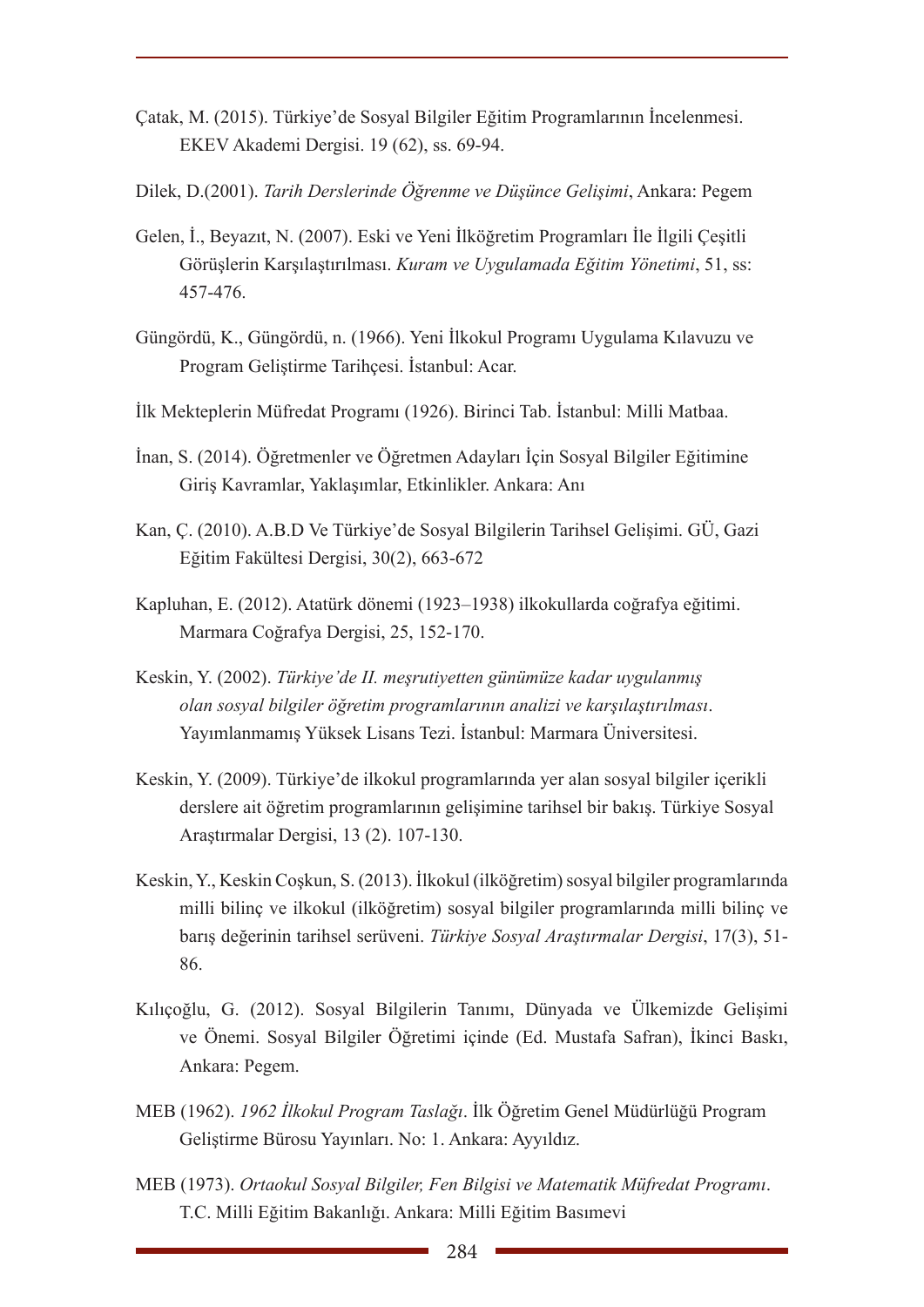Çatak, M. (2015). Türkiye'de Sosyal Bilgiler Eğitim Programlarının İncelenmesi. EKEV Akademi Dergisi. 19 (62), ss. 69-94.

Dilek, D.(2001). *Tarih Derslerinde Öğrenme ve Düşünce Gelişimi*, Ankara: Pegem

Gelen, İ., Beyazıt, N. (2007). Eski ve Yeni İlköğretim Programları İle İlgili Çeşitli Görüşlerin Karşılaştırılması. *Kuram ve Uygulamada Eğitim Yönetimi*, 51, ss: 457-476.

Güngördü, K., Güngördü, n. (1966). Yeni İlkokul Programı Uygulama Kılavuzu ve Program Geliştirme Tarihçesi. İstanbul: Acar.

İlk Mekteplerin Müfredat Programı (1926). Birinci Tab. İstanbul: Milli Matbaa.

İnan, S. (2014). Öğretmenler ve Öğretmen Adayları İçin Sosyal Bilgiler Eğitimine Giriş Kavramlar, Yaklaşımlar, Etkinlikler. Ankara: Anı

Kan, Ç. (2010). A.B.D Ve Türkiye'de Sosyal Bilgilerin Tarihsel Gelişimi. GÜ, Gazi Eğitim Fakültesi Dergisi, 30(2), 663-672

Kapluhan, E. (2012). Atatürk dönemi (1923–1938) ilkokullarda coğrafya eğitimi. Marmara Coğrafya Dergisi, 25, 152-170.

Keskin, Y. (2002). *Türkiye'de II. meşrutiyetten günümüze kadar uygulanmış olan sosyal bilgiler öğretim programlarının analizi ve karşılaştırılması*. Yayımlanmamış Yüksek Lisans Tezi. İstanbul: Marmara Üniversitesi.

Keskin, Y. (2009). Türkiye'de ilkokul programlarında yer alan sosyal bilgiler içerikli derslere ait öğretim programlarının gelişimine tarihsel bir bakış. Türkiye Sosyal Araştırmalar Dergisi, 13 (2). 107-130.

Keskin, Y., Keskin Coşkun, S. (2013). İlkokul (ilköğretim) sosyal bilgiler programlarında milli bilinç ve ilkokul (ilköğretim) sosyal bilgiler programlarında milli bilinç ve barış değerinin tarihsel serüveni. *Türkiye Sosyal Araştırmalar Dergisi*, 17(3), 51-86.

Kılıçoğlu, G. (2012). Sosyal Bilgilerin Tanımı, Dünyada ve Ülkemizde Gelişimi ve Önemi. Sosyal Bilgiler Öğretimi içinde (Ed. Mustafa Safran), İkinci Baskı, Ankara: Pegem.

MEB (1962). *1962 İlkokul Program Taslağı*. İlk Öğretim Genel Müdürlüğü Program Geliştirme Bürosu Yayınları. No: 1. Ankara: Ayyıldız.

MEB (1973). *Ortaokul Sosyal Bilgiler, Fen Bilgisi ve Matematik Müfredat Programı*. T.C. Milli Eğitim Bakanlığı. Ankara: Milli Eğitim Basımevi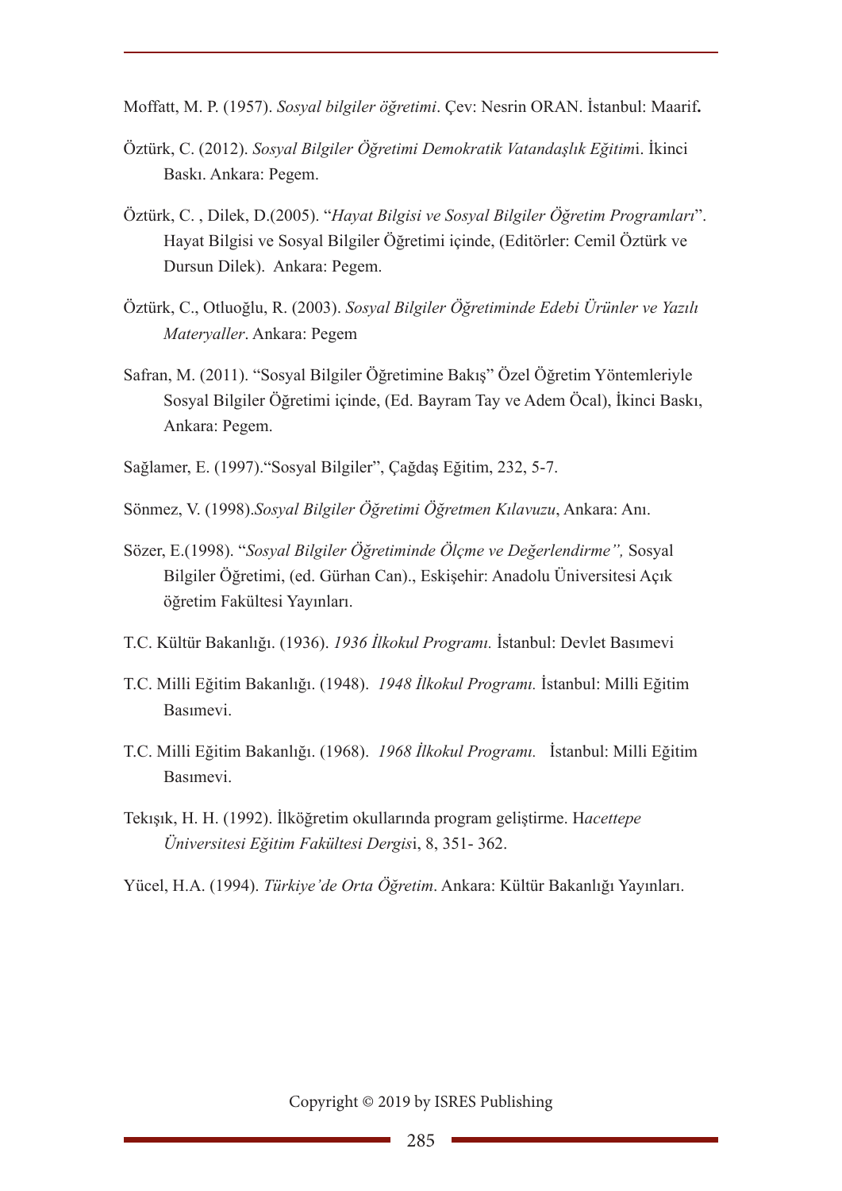Moffatt, M. P. (1957). *Sosyal bilgiler öğretimi*. Çev: Nesrin ORAN. İstanbul: Maarif**.**

Öztürk, C. (2012). *Sosyal Bilgiler Öğretimi Demokratik Vatandaşlık Eğitim*i. İkinci Baskı. Ankara: Pegem.

Öztürk, C. , Dilek, D.(2005). "*Hayat Bilgisi ve Sosyal Bilgiler Öğretim Programları*". Hayat Bilgisi ve Sosyal Bilgiler Öğretimi içinde, (Editörler: Cemil Öztürk ve Dursun Dilek). Ankara: Pegem.

Öztürk, C., Otluoğlu, R. (2003). *Sosyal Bilgiler Öğretiminde Edebi Ürünler ve Yazılı Materyaller*. Ankara: Pegem

Safran, M. (2011). "Sosyal Bilgiler Öğretimine Bakış" Özel Öğretim Yöntemleriyle Sosyal Bilgiler Öğretimi içinde, (Ed. Bayram Tay ve Adem Öcal), İkinci Baskı, Ankara: Pegem.

Sağlamer, E. (1997)."Sosyal Bilgiler", Çağdaş Eğitim, 232, 5-7.

Sönmez, V. (1998).*Sosyal Bilgiler Öğretimi Öğretmen Kılavuzu*, Ankara: Anı.

Sözer, E.(1998). "*Sosyal Bilgiler Öğretiminde Ölçme ve Değerlendirme",* Sosyal Bilgiler Öğretimi, (ed. Gürhan Can)., Eskişehir: Anadolu Üniversitesi Açık öğretim Fakültesi Yayınları.

T.C. Kültür Bakanlığı. (1936). *1936 İlkokul Programı.* İstanbul: Devlet Basımevi

T.C. Milli Eğitim Bakanlığı. (1948). *1948 İlkokul Programı.* İstanbul: Milli Eğitim Basımevi.

T.C. Milli Eğitim Bakanlığı. (1968). *1968 İlkokul Programı.* İstanbul: Milli Eğitim Basımevi.

Tekışık, H. H. (1992). İlköğretim okullarında program geliştirme. H*acettepe Üniversitesi Eğitim Fakültesi Dergis*i, 8, 351- 362.

Yücel, H.A. (1994). *Türkiye'de Orta Öğretim*. Ankara: Kültür Bakanlığı Yayınları.

Copyright © 2019 by ISRES Publishing